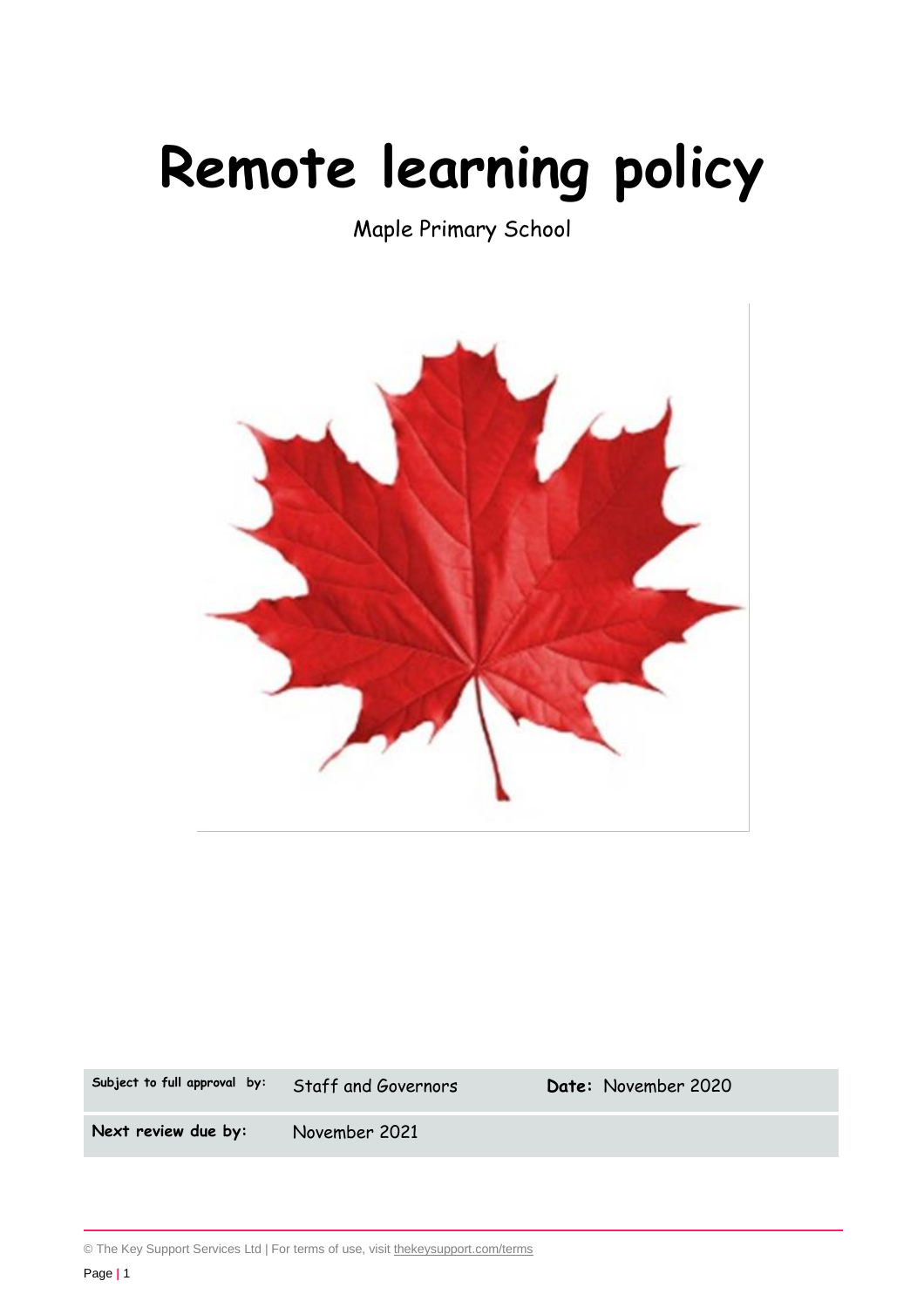# Remote learning policy

Maple Primary School

| | | | |
|---|---|---|---|
| **Subject to full approval by:** | Staff and Governors | **Date:** | November 2020 |
| **Next review due by:** | November 2021 | | |

© The Key Support Services Ltd | For terms of use, visit thekeysupport.com/terms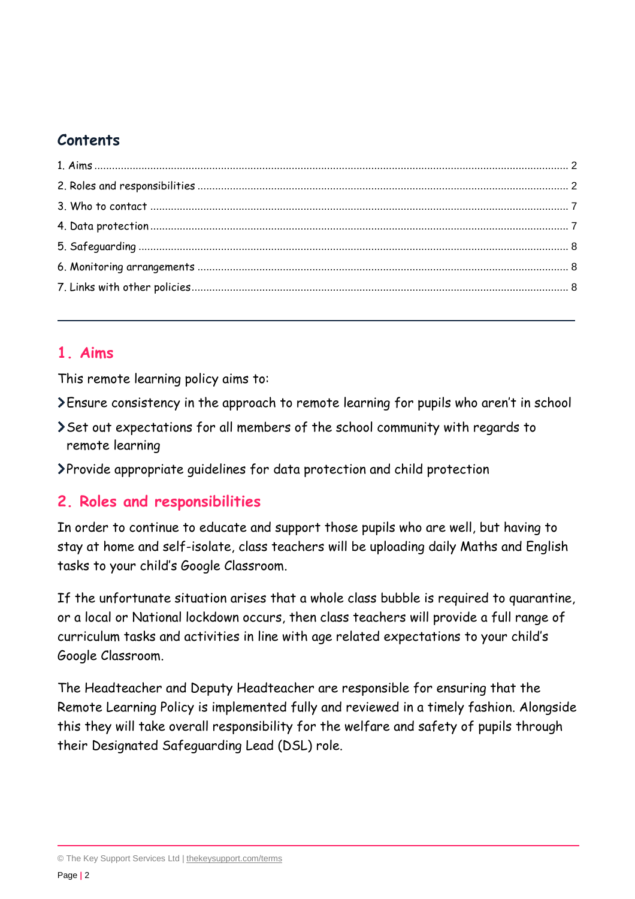## Contents

1. Aims ........ 2
2. Roles and responsibilities ........ 2
3. Who to contact ........ 7
4. Data protection ........ 7
5. Safeguarding ........ 8
6. Monitoring arrangements ........ 8
7. Links with other policies ........ 8

---

## 1. Aims

This remote learning policy aims to:

- Ensure consistency in the approach to remote learning for pupils who aren't in school
- Set out expectations for all members of the school community with regards to remote learning
- Provide appropriate guidelines for data protection and child protection

## 2. Roles and responsibilities

In order to continue to educate and support those pupils who are well, but having to stay at home and self-isolate, class teachers will be uploading daily Maths and English tasks to your child's Google Classroom.

If the unfortunate situation arises that a whole class bubble is required to quarantine, or a local or National lockdown occurs, then class teachers will provide a full range of curriculum tasks and activities in line with age related expectations to your child's Google Classroom.

The Headteacher and Deputy Headteacher are responsible for ensuring that the Remote Learning Policy is implemented fully and reviewed in a timely fashion. Alongside this they will take overall responsibility for the welfare and safety of pupils through their Designated Safeguarding Lead (DSL) role.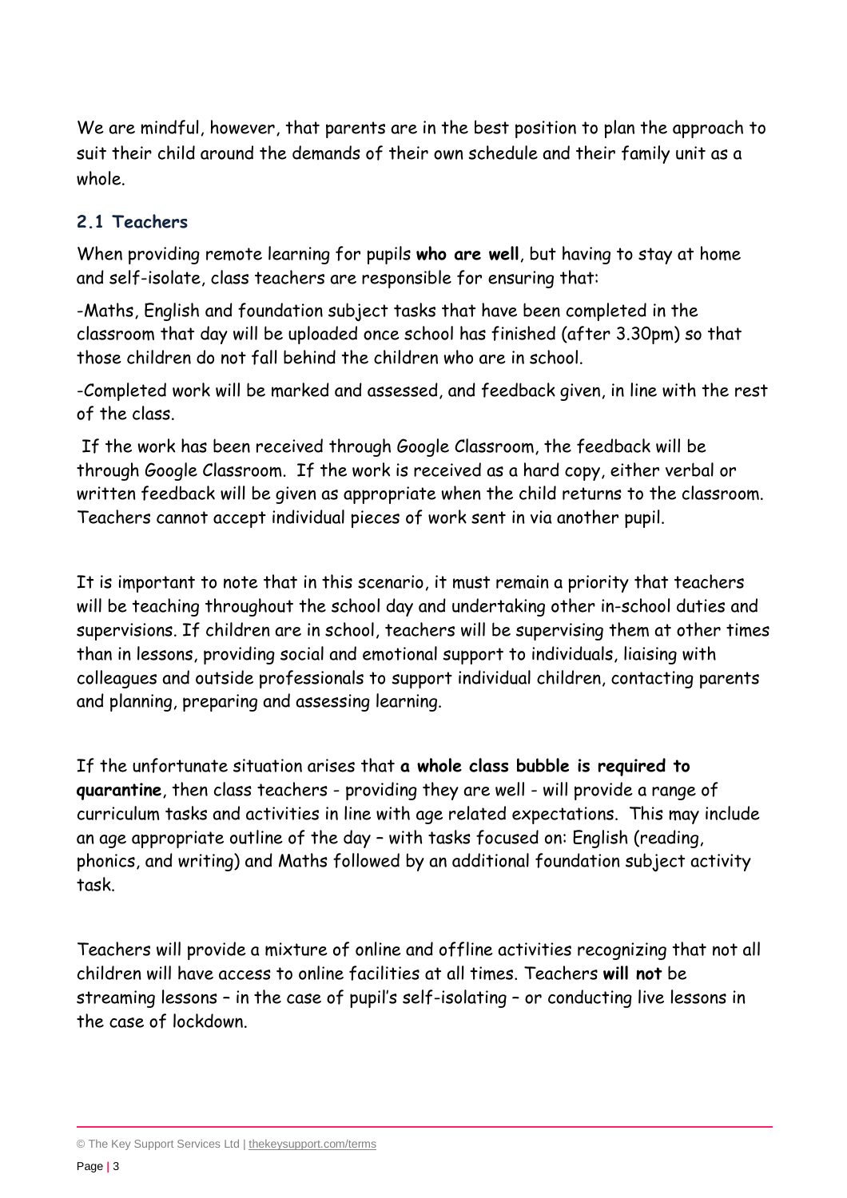We are mindful, however, that parents are in the best position to plan the approach to suit their child around the demands of their own schedule and their family unit as a whole.

### 2.1 Teachers

When providing remote learning for pupils **who are well**, but having to stay at home and self-isolate, class teachers are responsible for ensuring that:

-Maths, English and foundation subject tasks that have been completed in the classroom that day will be uploaded once school has finished (after 3.30pm) so that those children do not fall behind the children who are in school.

-Completed work will be marked and assessed, and feedback given, in line with the rest of the class.

If the work has been received through Google Classroom, the feedback will be through Google Classroom. If the work is received as a hard copy, either verbal or written feedback will be given as appropriate when the child returns to the classroom. Teachers cannot accept individual pieces of work sent in via another pupil.

It is important to note that in this scenario, it must remain a priority that teachers will be teaching throughout the school day and undertaking other in-school duties and supervisions. If children are in school, teachers will be supervising them at other times than in lessons, providing social and emotional support to individuals, liaising with colleagues and outside professionals to support individual children, contacting parents and planning, preparing and assessing learning.

If the unfortunate situation arises that **a whole class bubble is required to quarantine**, then class teachers - providing they are well - will provide a range of curriculum tasks and activities in line with age related expectations. This may include an age appropriate outline of the day – with tasks focused on: English (reading, phonics, and writing) and Maths followed by an additional foundation subject activity task.

Teachers will provide a mixture of online and offline activities recognizing that not all children will have access to online facilities at all times. Teachers **will not** be streaming lessons – in the case of pupil's self-isolating – or conducting live lessons in the case of lockdown.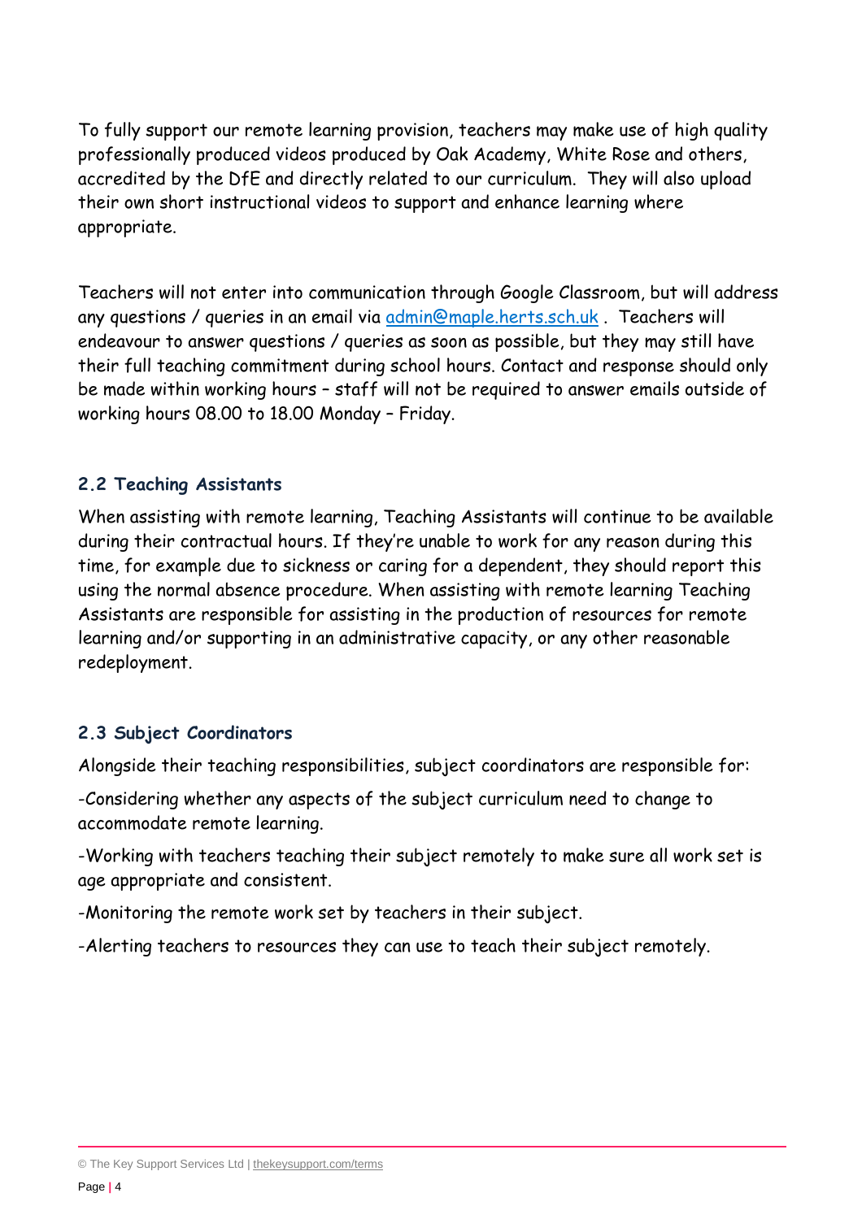To fully support our remote learning provision, teachers may make use of high quality professionally produced videos produced by Oak Academy, White Rose and others, accredited by the DfE and directly related to our curriculum. They will also upload their own short instructional videos to support and enhance learning where appropriate.

Teachers will not enter into communication through Google Classroom, but will address any questions / queries in an email via [admin@maple.herts.sch.uk](mailto:admin@maple.herts.sch.uk) . Teachers will endeavour to answer questions / queries as soon as possible, but they may still have their full teaching commitment during school hours. Contact and response should only be made within working hours – staff will not be required to answer emails outside of working hours 08.00 to 18.00 Monday – Friday.

### 2.2 Teaching Assistants

When assisting with remote learning, Teaching Assistants will continue to be available during their contractual hours. If they're unable to work for any reason during this time, for example due to sickness or caring for a dependent, they should report this using the normal absence procedure. When assisting with remote learning Teaching Assistants are responsible for assisting in the production of resources for remote learning and/or supporting in an administrative capacity, or any other reasonable redeployment.

### 2.3 Subject Coordinators

Alongside their teaching responsibilities, subject coordinators are responsible for:

-Considering whether any aspects of the subject curriculum need to change to accommodate remote learning.

-Working with teachers teaching their subject remotely to make sure all work set is age appropriate and consistent.

-Monitoring the remote work set by teachers in their subject.

-Alerting teachers to resources they can use to teach their subject remotely.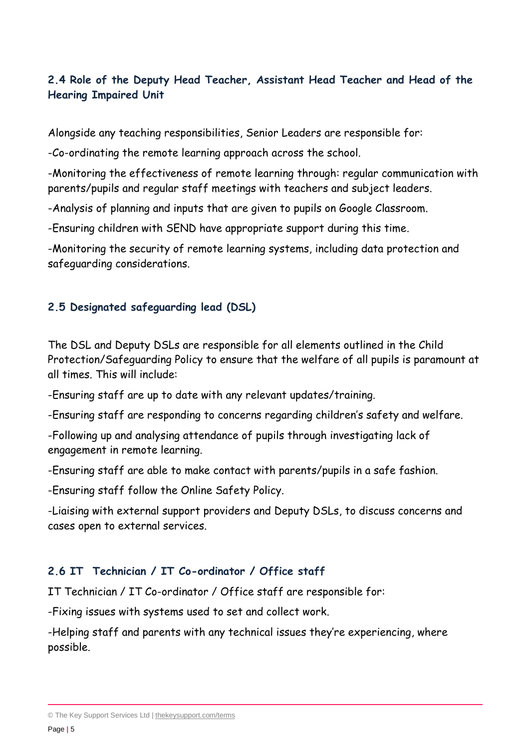### 2.4 Role of the Deputy Head Teacher, Assistant Head Teacher and Head of the Hearing Impaired Unit

Alongside any teaching responsibilities, Senior Leaders are responsible for:

-Co-ordinating the remote learning approach across the school.

-Monitoring the effectiveness of remote learning through: regular communication with parents/pupils and regular staff meetings with teachers and subject leaders.

-Analysis of planning and inputs that are given to pupils on Google Classroom.

-Ensuring children with SEND have appropriate support during this time.

-Monitoring the security of remote learning systems, including data protection and safeguarding considerations.

### 2.5 Designated safeguarding lead (DSL)

The DSL and Deputy DSLs are responsible for all elements outlined in the Child Protection/Safeguarding Policy to ensure that the welfare of all pupils is paramount at all times. This will include:

-Ensuring staff are up to date with any relevant updates/training.

-Ensuring staff are responding to concerns regarding children's safety and welfare.

-Following up and analysing attendance of pupils through investigating lack of engagement in remote learning.

-Ensuring staff are able to make contact with parents/pupils in a safe fashion.

-Ensuring staff follow the Online Safety Policy.

-Liaising with external support providers and Deputy DSLs, to discuss concerns and cases open to external services.

### 2.6 IT Technician / IT Co-ordinator / Office staff

IT Technician / IT Co-ordinator / Office staff are responsible for:

-Fixing issues with systems used to set and collect work.

-Helping staff and parents with any technical issues they're experiencing, where possible.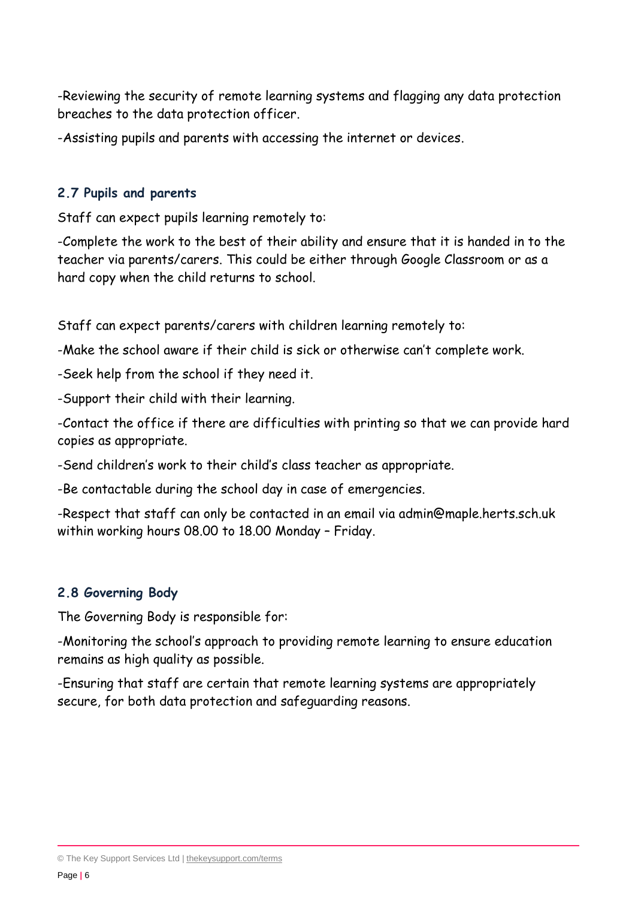-Reviewing the security of remote learning systems and flagging any data protection breaches to the data protection officer.

-Assisting pupils and parents with accessing the internet or devices.

### 2.7 Pupils and parents

Staff can expect pupils learning remotely to:

-Complete the work to the best of their ability and ensure that it is handed in to the teacher via parents/carers. This could be either through Google Classroom or as a hard copy when the child returns to school.

Staff can expect parents/carers with children learning remotely to:

-Make the school aware if their child is sick or otherwise can't complete work.

-Seek help from the school if they need it.

-Support their child with their learning.

-Contact the office if there are difficulties with printing so that we can provide hard copies as appropriate.

-Send children's work to their child's class teacher as appropriate.

-Be contactable during the school day in case of emergencies.

-Respect that staff can only be contacted in an email via admin@maple.herts.sch.uk within working hours 08.00 to 18.00 Monday – Friday.

### 2.8 Governing Body

The Governing Body is responsible for:

-Monitoring the school's approach to providing remote learning to ensure education remains as high quality as possible.

-Ensuring that staff are certain that remote learning systems are appropriately secure, for both data protection and safeguarding reasons.

© The Key Support Services Ltd | thekeysupport.com/terms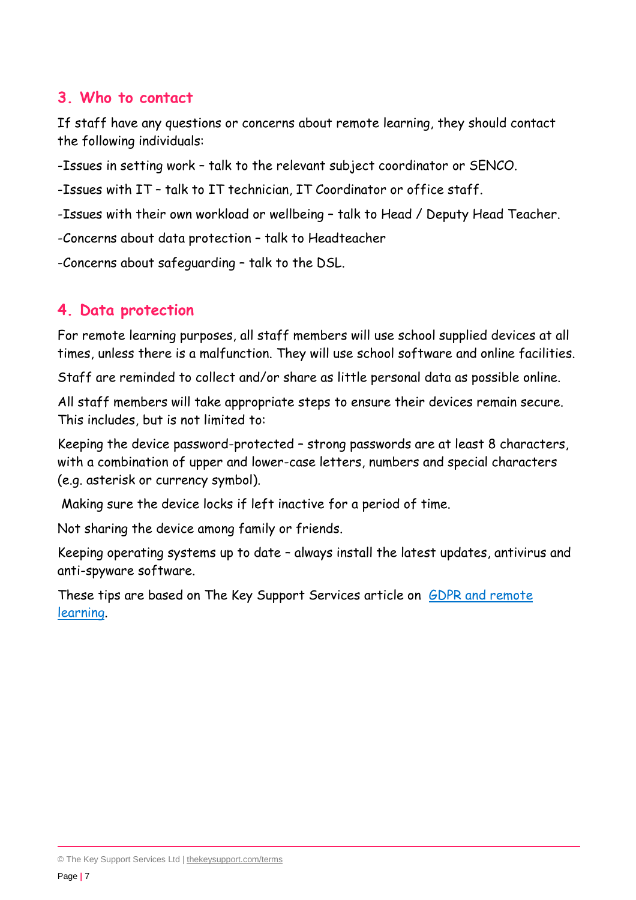## 3. Who to contact

If staff have any questions or concerns about remote learning, they should contact the following individuals:

-Issues in setting work – talk to the relevant subject coordinator or SENCO.

-Issues with IT – talk to IT technician, IT Coordinator or office staff.

-Issues with their own workload or wellbeing – talk to Head / Deputy Head Teacher.

-Concerns about data protection – talk to Headteacher

-Concerns about safeguarding – talk to the DSL.

## 4. Data protection

For remote learning purposes, all staff members will use school supplied devices at all times, unless there is a malfunction. They will use school software and online facilities.

Staff are reminded to collect and/or share as little personal data as possible online.

All staff members will take appropriate steps to ensure their devices remain secure. This includes, but is not limited to:

Keeping the device password-protected – strong passwords are at least 8 characters, with a combination of upper and lower-case letters, numbers and special characters (e.g. asterisk or currency symbol).

Making sure the device locks if left inactive for a period of time.

Not sharing the device among family or friends.

Keeping operating systems up to date – always install the latest updates, antivirus and anti-spyware software.

These tips are based on The Key Support Services article on [GDPR and remote learning](#).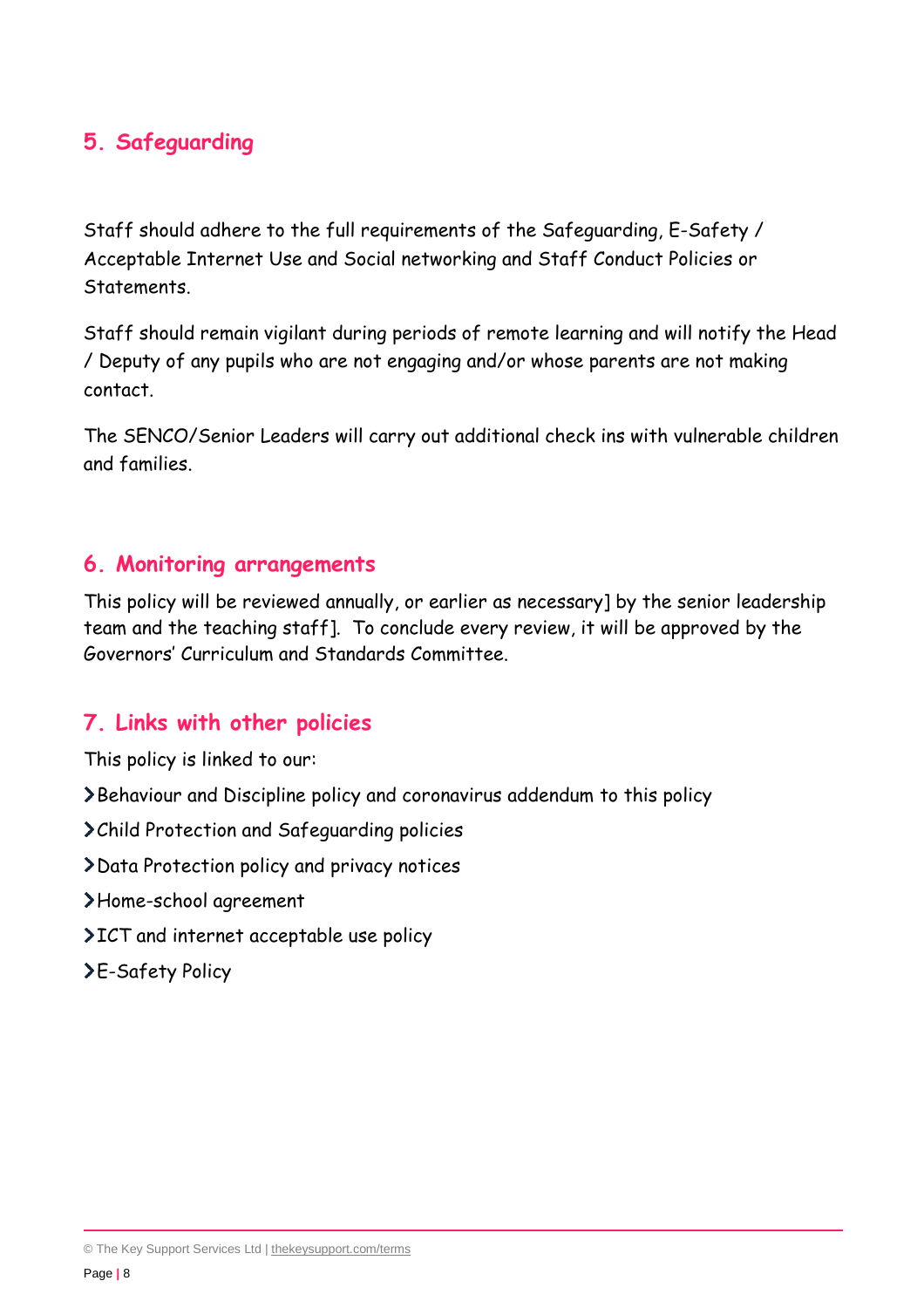## 5. Safeguarding

Staff should adhere to the full requirements of the Safeguarding, E-Safety / Acceptable Internet Use and Social networking and Staff Conduct Policies or Statements.

Staff should remain vigilant during periods of remote learning and will notify the Head / Deputy of any pupils who are not engaging and/or whose parents are not making contact.

The SENCO/Senior Leaders will carry out additional check ins with vulnerable children and families.

## 6. Monitoring arrangements

This policy will be reviewed annually, or earlier as necessary] by the senior leadership team and the teaching staff]. To conclude every review, it will be approved by the Governors' Curriculum and Standards Committee.

## 7. Links with other policies

This policy is linked to our:

- Behaviour and Discipline policy and coronavirus addendum to this policy
- Child Protection and Safeguarding policies
- Data Protection policy and privacy notices
- Home-school agreement
- ICT and internet acceptable use policy
- E-Safety Policy